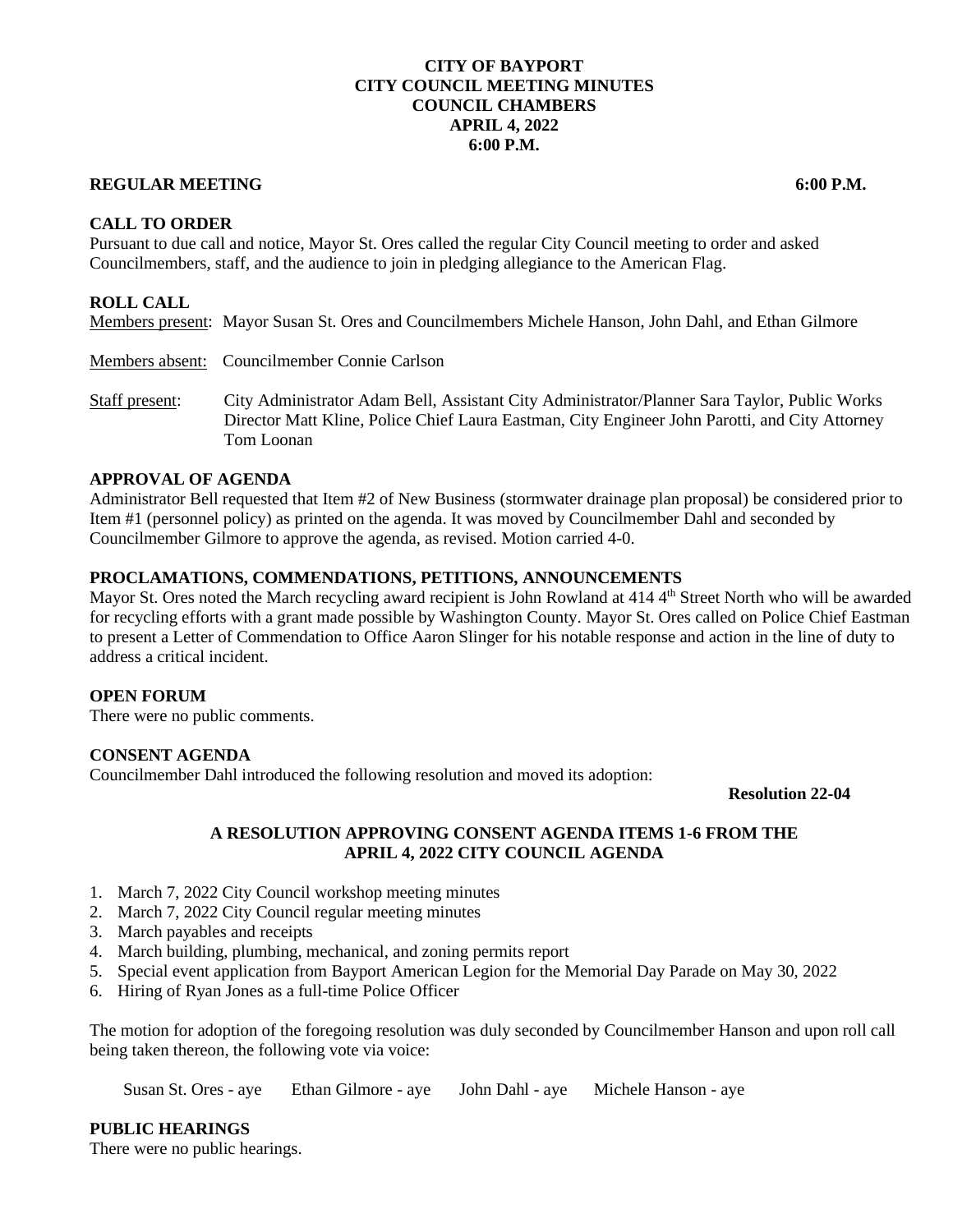**CITY OF BAYPORT**
**CITY COUNCIL MEETING MINUTES**
**COUNCIL CHAMBERS**
**APRIL 4, 2022**
**6:00 P.M.**

**REGULAR MEETING 6:00 P.M.**

**CALL TO ORDER**

Pursuant to due call and notice, Mayor St. Ores called the regular City Council meeting to order and asked Councilmembers, staff, and the audience to join in pledging allegiance to the American Flag.

**ROLL CALL**

Members present: Mayor Susan St. Ores and Councilmembers Michele Hanson, John Dahl, and Ethan Gilmore

Members absent: Councilmember Connie Carlson

Staff present: City Administrator Adam Bell, Assistant City Administrator/Planner Sara Taylor, Public Works Director Matt Kline, Police Chief Laura Eastman, City Engineer John Parotti, and City Attorney Tom Loonan

**APPROVAL OF AGENDA**

Administrator Bell requested that Item #2 of New Business (stormwater drainage plan proposal) be considered prior to Item #1 (personnel policy) as printed on the agenda. It was moved by Councilmember Dahl and seconded by Councilmember Gilmore to approve the agenda, as revised. Motion carried 4-0.

**PROCLAMATIONS, COMMENDATIONS, PETITIONS, ANNOUNCEMENTS**

Mayor St. Ores noted the March recycling award recipient is John Rowland at 414 4th Street North who will be awarded for recycling efforts with a grant made possible by Washington County. Mayor St. Ores called on Police Chief Eastman to present a Letter of Commendation to Office Aaron Slinger for his notable response and action in the line of duty to address a critical incident.

**OPEN FORUM**

There were no public comments.

**CONSENT AGENDA**

Councilmember Dahl introduced the following resolution and moved its adoption:

**Resolution 22-04**

**A RESOLUTION APPROVING CONSENT AGENDA ITEMS 1-6 FROM THE APRIL 4, 2022 CITY COUNCIL AGENDA**

1. March 7, 2022 City Council workshop meeting minutes
2. March 7, 2022 City Council regular meeting minutes
3. March payables and receipts
4. March building, plumbing, mechanical, and zoning permits report
5. Special event application from Bayport American Legion for the Memorial Day Parade on May 30, 2022
6. Hiring of Ryan Jones as a full-time Police Officer

The motion for adoption of the foregoing resolution was duly seconded by Councilmember Hanson and upon roll call being taken thereon, the following vote via voice:

Susan St. Ores - aye Ethan Gilmore - aye John Dahl - aye Michele Hanson - aye

**PUBLIC HEARINGS**

There were no public hearings.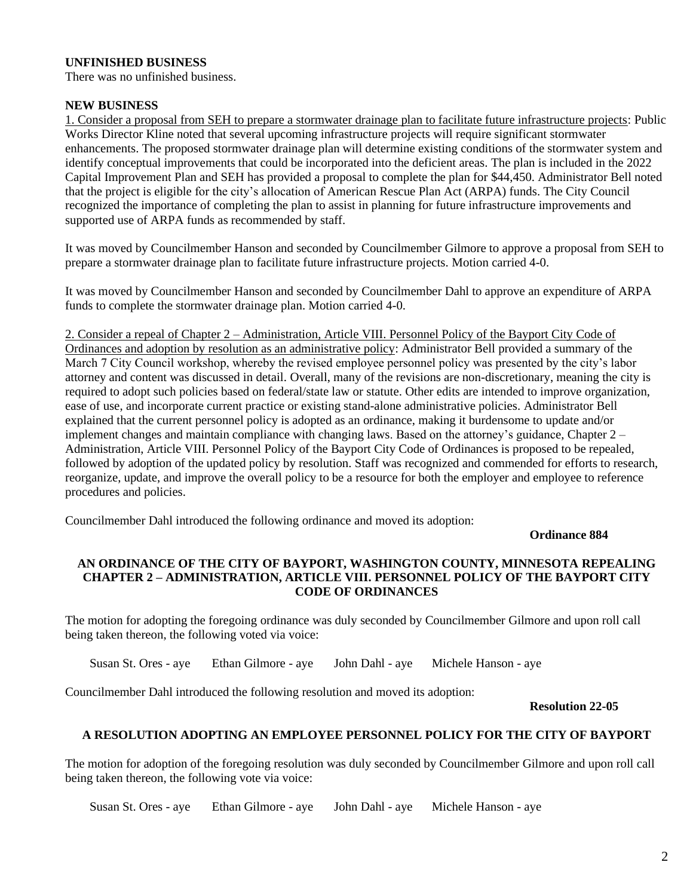**UNFINISHED BUSINESS**

There was no unfinished business.

**NEW BUSINESS**

1. Consider a proposal from SEH to prepare a stormwater drainage plan to facilitate future infrastructure projects: Public Works Director Kline noted that several upcoming infrastructure projects will require significant stormwater enhancements. The proposed stormwater drainage plan will determine existing conditions of the stormwater system and identify conceptual improvements that could be incorporated into the deficient areas. The plan is included in the 2022 Capital Improvement Plan and SEH has provided a proposal to complete the plan for $44,450. Administrator Bell noted that the project is eligible for the city's allocation of American Rescue Plan Act (ARPA) funds. The City Council recognized the importance of completing the plan to assist in planning for future infrastructure improvements and supported use of ARPA funds as recommended by staff.

It was moved by Councilmember Hanson and seconded by Councilmember Gilmore to approve a proposal from SEH to prepare a stormwater drainage plan to facilitate future infrastructure projects. Motion carried 4-0.

It was moved by Councilmember Hanson and seconded by Councilmember Dahl to approve an expenditure of ARPA funds to complete the stormwater drainage plan. Motion carried 4-0.

2. Consider a repeal of Chapter 2 – Administration, Article VIII. Personnel Policy of the Bayport City Code of Ordinances and adoption by resolution as an administrative policy: Administrator Bell provided a summary of the March 7 City Council workshop, whereby the revised employee personnel policy was presented by the city's labor attorney and content was discussed in detail. Overall, many of the revisions are non-discretionary, meaning the city is required to adopt such policies based on federal/state law or statute. Other edits are intended to improve organization, ease of use, and incorporate current practice or existing stand-alone administrative policies. Administrator Bell explained that the current personnel policy is adopted as an ordinance, making it burdensome to update and/or implement changes and maintain compliance with changing laws. Based on the attorney's guidance, Chapter 2 – Administration, Article VIII. Personnel Policy of the Bayport City Code of Ordinances is proposed to be repealed, followed by adoption of the updated policy by resolution. Staff was recognized and commended for efforts to research, reorganize, update, and improve the overall policy to be a resource for both the employer and employee to reference procedures and policies.

Councilmember Dahl introduced the following ordinance and moved its adoption:

**Ordinance 884**

**AN ORDINANCE OF THE CITY OF BAYPORT, WASHINGTON COUNTY, MINNESOTA REPEALING CHAPTER 2 – ADMINISTRATION, ARTICLE VIII. PERSONNEL POLICY OF THE BAYPORT CITY CODE OF ORDINANCES**

The motion for adopting the foregoing ordinance was duly seconded by Councilmember Gilmore and upon roll call being taken thereon, the following voted via voice:

Susan St. Ores - aye    Ethan Gilmore - aye    John Dahl - aye    Michele Hanson - aye

Councilmember Dahl introduced the following resolution and moved its adoption:

**Resolution 22-05**

**A RESOLUTION ADOPTING AN EMPLOYEE PERSONNEL POLICY FOR THE CITY OF BAYPORT**

The motion for adoption of the foregoing resolution was duly seconded by Councilmember Gilmore and upon roll call being taken thereon, the following vote via voice:

Susan St. Ores - aye    Ethan Gilmore - aye    John Dahl - aye    Michele Hanson - aye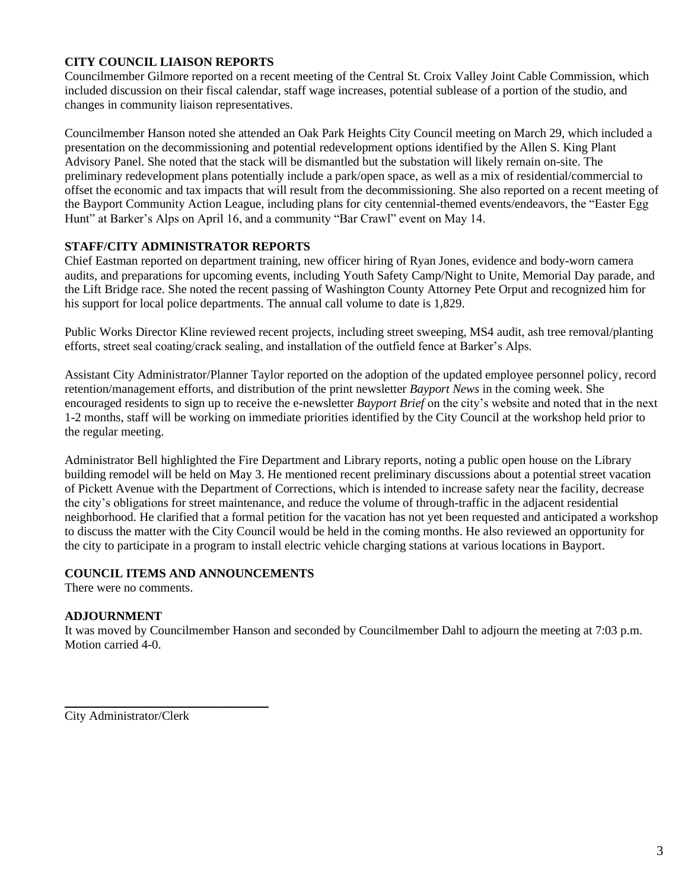**CITY COUNCIL LIAISON REPORTS**

Councilmember Gilmore reported on a recent meeting of the Central St. Croix Valley Joint Cable Commission, which included discussion on their fiscal calendar, staff wage increases, potential sublease of a portion of the studio, and changes in community liaison representatives.

Councilmember Hanson noted she attended an Oak Park Heights City Council meeting on March 29, which included a presentation on the decommissioning and potential redevelopment options identified by the Allen S. King Plant Advisory Panel. She noted that the stack will be dismantled but the substation will likely remain on-site. The preliminary redevelopment plans potentially include a park/open space, as well as a mix of residential/commercial to offset the economic and tax impacts that will result from the decommissioning. She also reported on a recent meeting of the Bayport Community Action League, including plans for city centennial-themed events/endeavors, the "Easter Egg Hunt" at Barker's Alps on April 16, and a community "Bar Crawl" event on May 14.

**STAFF/CITY ADMINISTRATOR REPORTS**

Chief Eastman reported on department training, new officer hiring of Ryan Jones, evidence and body-worn camera audits, and preparations for upcoming events, including Youth Safety Camp/Night to Unite, Memorial Day parade, and the Lift Bridge race. She noted the recent passing of Washington County Attorney Pete Orput and recognized him for his support for local police departments. The annual call volume to date is 1,829.

Public Works Director Kline reviewed recent projects, including street sweeping, MS4 audit, ash tree removal/planting efforts, street seal coating/crack sealing, and installation of the outfield fence at Barker's Alps.

Assistant City Administrator/Planner Taylor reported on the adoption of the updated employee personnel policy, record retention/management efforts, and distribution of the print newsletter *Bayport News* in the coming week. She encouraged residents to sign up to receive the e-newsletter *Bayport Brief* on the city's website and noted that in the next 1-2 months, staff will be working on immediate priorities identified by the City Council at the workshop held prior to the regular meeting.

Administrator Bell highlighted the Fire Department and Library reports, noting a public open house on the Library building remodel will be held on May 3. He mentioned recent preliminary discussions about a potential street vacation of Pickett Avenue with the Department of Corrections, which is intended to increase safety near the facility, decrease the city's obligations for street maintenance, and reduce the volume of through-traffic in the adjacent residential neighborhood. He clarified that a formal petition for the vacation has not yet been requested and anticipated a workshop to discuss the matter with the City Council would be held in the coming months. He also reviewed an opportunity for the city to participate in a program to install electric vehicle charging stations at various locations in Bayport.

**COUNCIL ITEMS AND ANNOUNCEMENTS**

There were no comments.

**ADJOURNMENT**

It was moved by Councilmember Hanson and seconded by Councilmember Dahl to adjourn the meeting at 7:03 p.m. Motion carried 4-0.

\_\_\_\_\_\_\_\_\_\_\_\_\_\_\_\_\_\_\_\_\_\_\_\_\_\_\_\_\_\_\_\_

City Administrator/Clerk